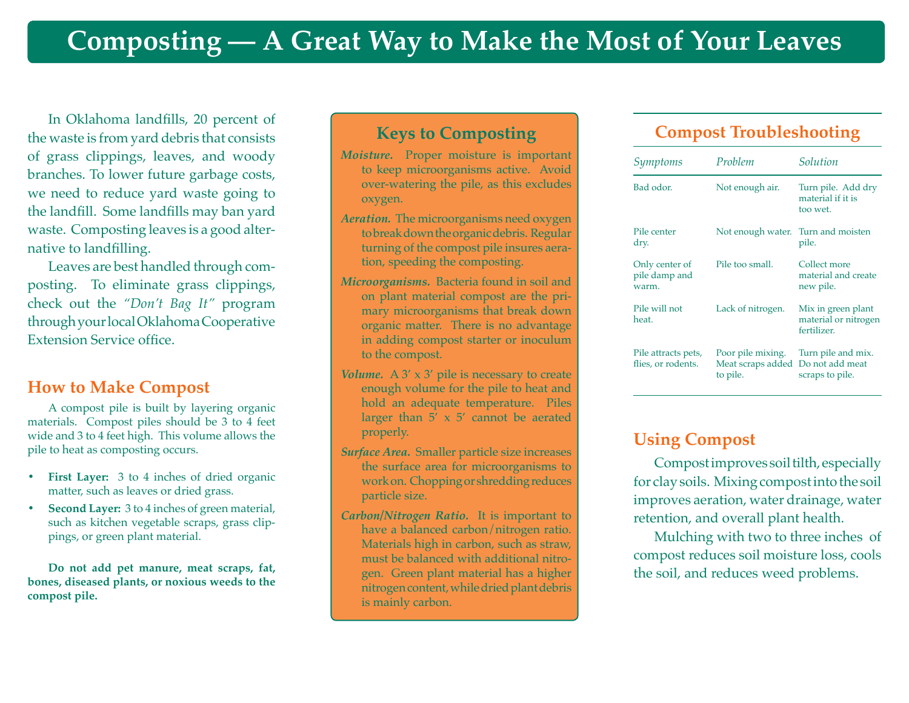# Composting — A Great Way to Make the Most of Your Leaves

In Oklahoma landfills, 20 percent of the waste is from yard debris that consists of grass clippings, leaves, and woody branches. To lower future garbage costs, we need to reduce yard waste going to the landfill. Some landfills may ban yard waste. Composting leaves is a good alternative to landfilling.

Leaves are best handled through composting. To eliminate grass clippings, check out the *"Don't Bag It"* program through your local Oklahoma Cooperative Extension Service office.

## How to Make Compost

A compost pile is built by layering organic materials. Compost piles should be 3 to 4 feet wide and 3 to 4 feet high. This volume allows the pile to heat as composting occurs.

- **First Layer:** 3 to 4 inches of dried organic matter, such as leaves or dried grass.
- **Second Layer:** 3 to 4 inches of green material, such as kitchen vegetable scraps, grass clippings, or green plant material.

**Do not add pet manure, meat scraps, fat, bones, diseased plants, or noxious weeds to the compost pile.**

## Keys to Composting

***Moisture.*** Proper moisture is important to keep microorganisms active. Avoid over-watering the pile, as this excludes oxygen.

***Aeration.*** The microorganisms need oxygen to break down the organic debris. Regular turning of the compost pile insures aeration, speeding the composting.

***Microorganisms.*** Bacteria found in soil and on plant material compost are the primary microorganisms that break down organic matter. There is no advantage in adding compost starter or inoculum to the compost.

***Volume.*** A 3' x 3' pile is necessary to create enough volume for the pile to heat and hold an adequate temperature. Piles larger than 5' x 5' cannot be aerated properly.

***Surface Area.*** Smaller particle size increases the surface area for microorganisms to work on. Chopping or shredding reduces particle size.

***Carbon/Nitrogen Ratio.*** It is important to have a balanced carbon/nitrogen ratio. Materials high in carbon, such as straw, must be balanced with additional nitrogen. Green plant material has a higher nitrogen content, while dried plant debris is mainly carbon.

## Compost Troubleshooting

| *Symptoms* | *Problem* | *Solution* |
|---|---|---|
| Bad odor. | Not enough air. | Turn pile. Add dry material if it is too wet. |
| Pile center dry. | Not enough water. | Turn and moisten pile. |
| Only center of pile damp and warm. | Pile too small. | Collect more material and create new pile. |
| Pile will not heat. | Lack of nitrogen. | Mix in green plant material or nitrogen fertilizer. |
| Pile attracts pets, flies, or rodents. | Poor pile mixing. Meat scraps added to pile. | Turn pile and mix. Do not add meat scraps to pile. |

## Using Compost

Compost improves soil tilth, especially for clay soils. Mixing compost into the soil improves aeration, water drainage, water retention, and overall plant health.

Mulching with two to three inches of compost reduces soil moisture loss, cools the soil, and reduces weed problems.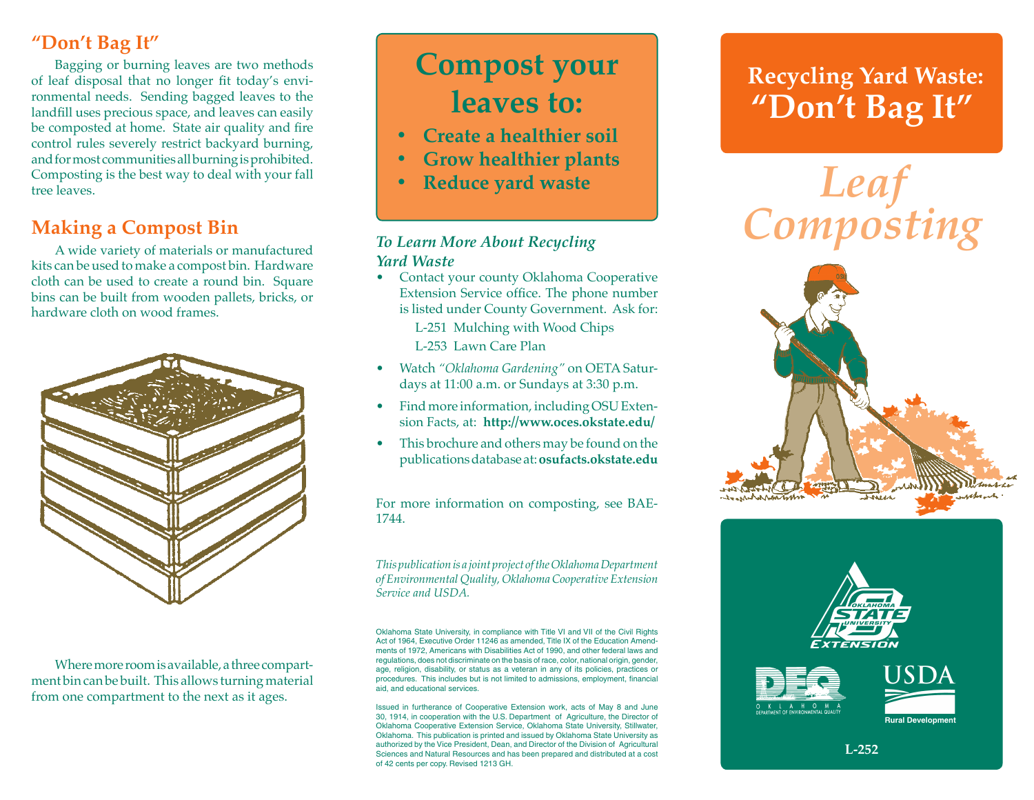## "Don't Bag It"

Bagging or burning leaves are two methods of leaf disposal that no longer fit today's environmental needs. Sending bagged leaves to the landfill uses precious space, and leaves can easily be composted at home. State air quality and fire control rules severely restrict backyard burning, and for most communities all burning is prohibited. Composting is the best way to deal with your fall tree leaves.

## Making a Compost Bin

A wide variety of materials or manufactured kits can be used to make a compost bin. Hardware cloth can be used to create a round bin. Square bins can be built from wooden pallets, bricks, or hardware cloth on wood frames.

Where more room is available, a three compartment bin can be built. This allows turning material from one compartment to the next as it ages.

## Compost your leaves to:

- **Create a healthier soil**
- **Grow healthier plants**
- **Reduce yard waste**

### *To Learn More About Recycling Yard Waste*

- Contact your county Oklahoma Cooperative Extension Service office. The phone number is listed under County Government. Ask for:
  - L-251 Mulching with Wood Chips
  - L-253 Lawn Care Plan
- Watch *"Oklahoma Gardening"* on OETA Saturdays at 11:00 a.m. or Sundays at 3:30 p.m.
- Find more information, including OSU Extension Facts, at: **http://www.oces.okstate.edu/**
- This brochure and others may be found on the publications database at: **osufacts.okstate.edu**

For more information on composting, see BAE-1744.

*This publication is a joint project of the Oklahoma Department of Environmental Quality, Oklahoma Cooperative Extension Service and USDA.*

Oklahoma State University, in compliance with Title VI and VII of the Civil Rights Act of 1964, Executive Order 11246 as amended, Title IX of the Education Amendments of 1972, Americans with Disabilities Act of 1990, and other federal laws and regulations, does not discriminate on the basis of race, color, national origin, gender, age, religion, disability, or status as a veteran in any of its policies, practices or procedures. This includes but is not limited to admissions, employment, financial aid, and educational services.

Issued in furtherance of Cooperative Extension work, acts of May 8 and June 30, 1914, in cooperation with the U.S. Department of Agriculture, the Director of Oklahoma Cooperative Extension Service, Oklahoma State University, Stillwater, Oklahoma. This publication is printed and issued by Oklahoma State University as authorized by the Vice President, Dean, and Director of the Division of Agricultural Sciences and Natural Resources and has been prepared and distributed at a cost of 42 cents per copy. Revised 1213 GH.

# Recycling Yard Waste: "Don't Bag It"

# *Leaf Composting*

Oklahoma State University Extension

Oklahoma Department of Environmental Quality

USDA Rural Development

L-252